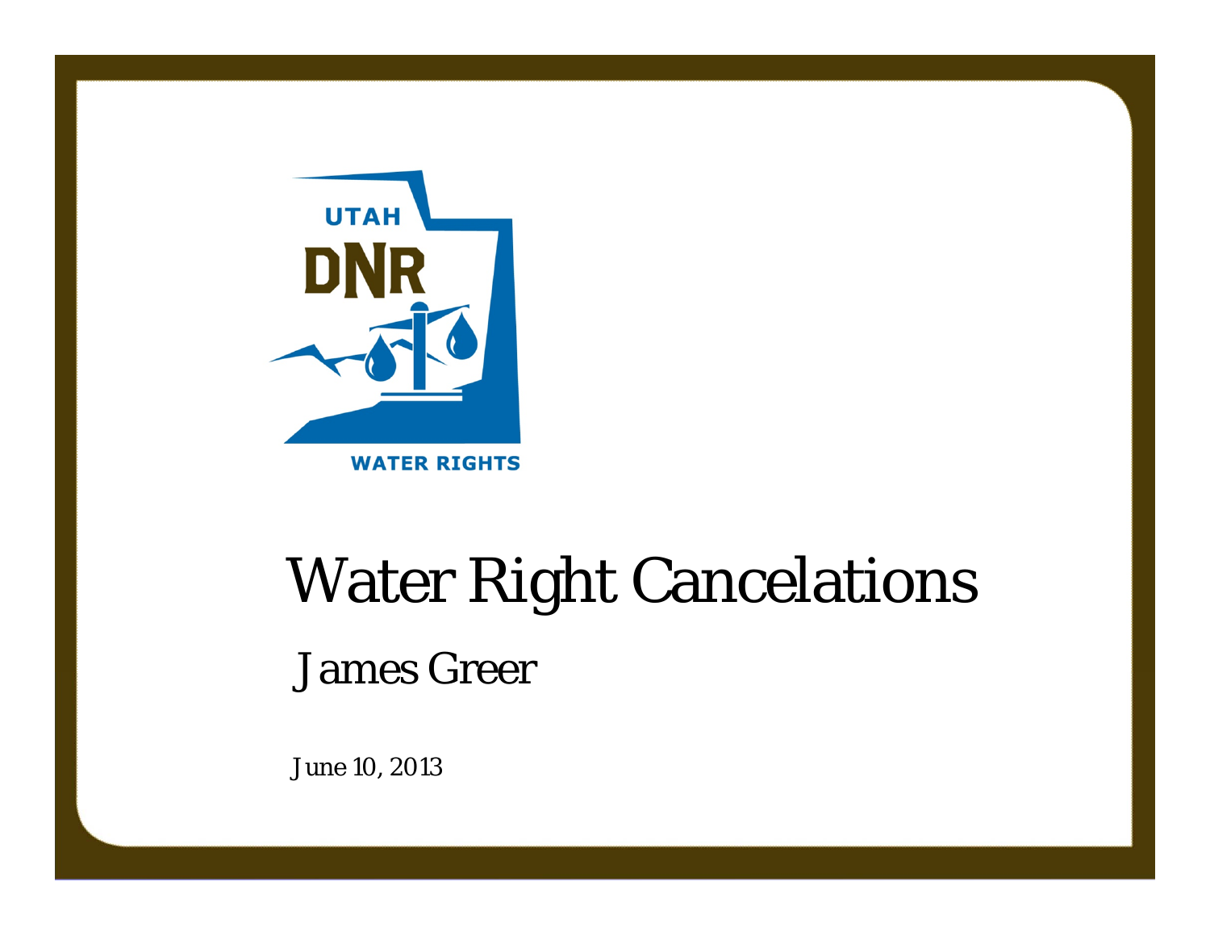UTAH DNR WATER RIGHTS

# Water Right Cancelations

James Greer

June 10, 2013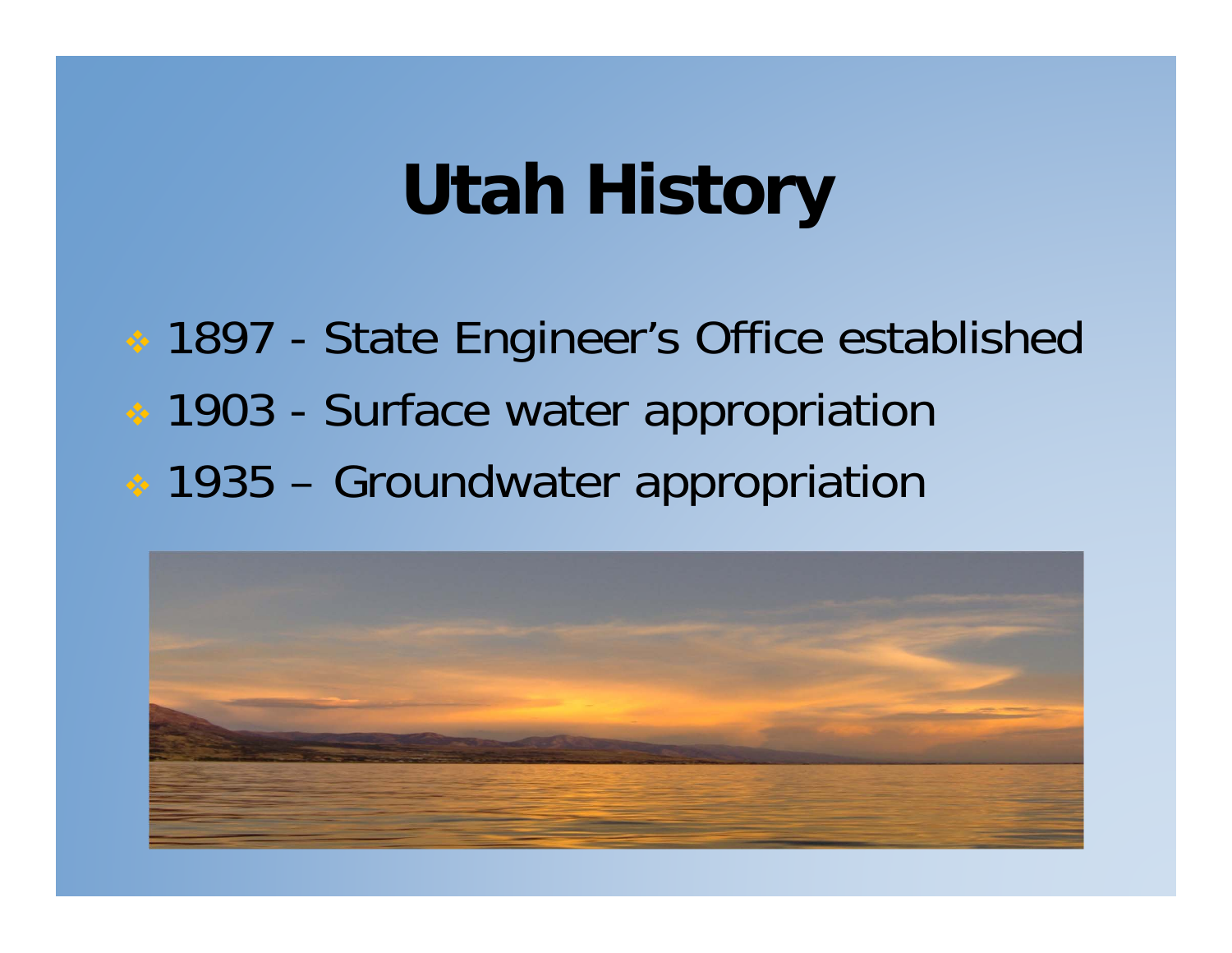# Utah History

- 1897 - State Engineer's Office established
- 1903 - Surface water appropriation
- 1935 – Groundwater appropriation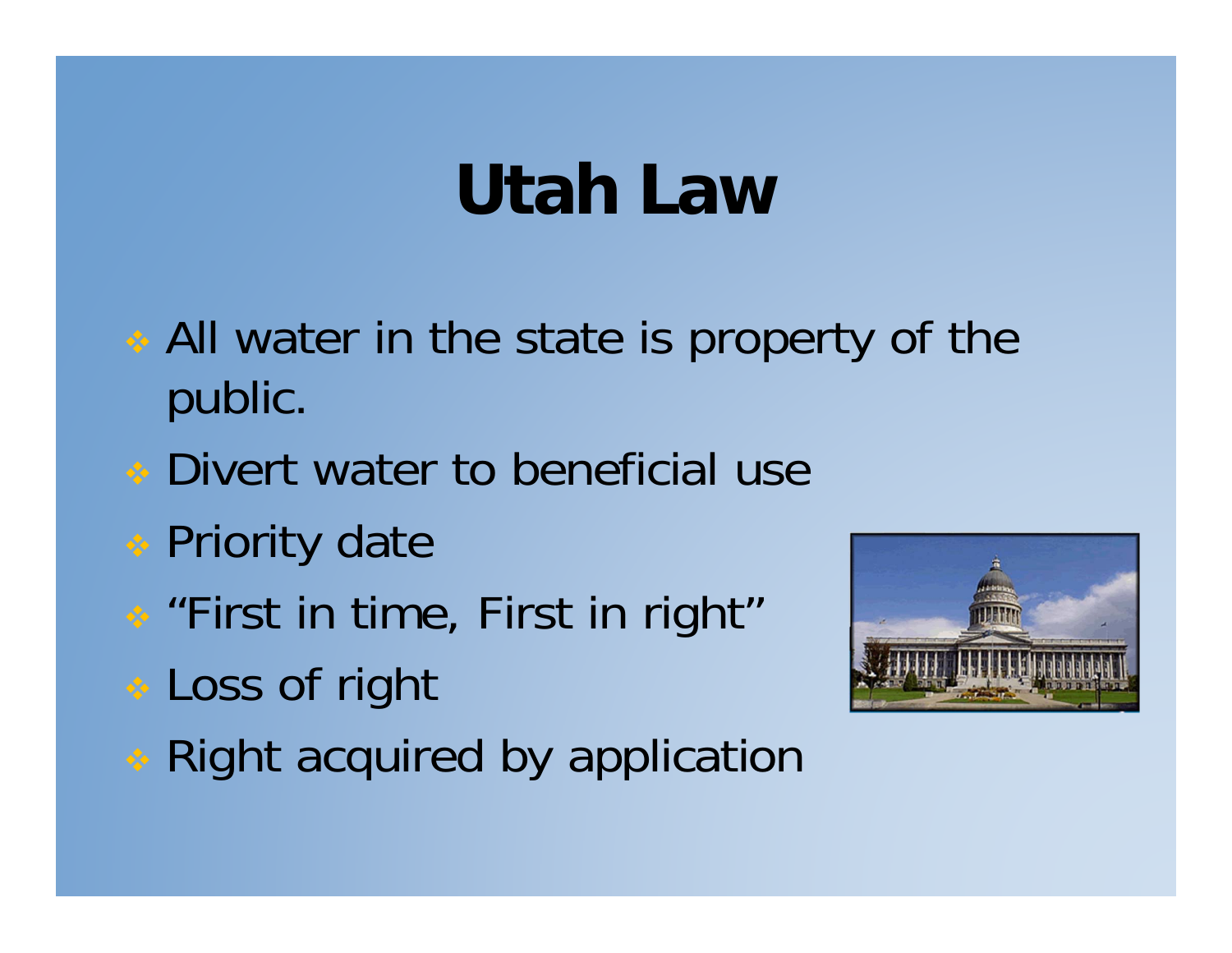# Utah Law

- All water in the state is property of the public.
- Divert water to beneficial use
- Priority date
- "First in time, First in right"
- Loss of right
- Right acquired by application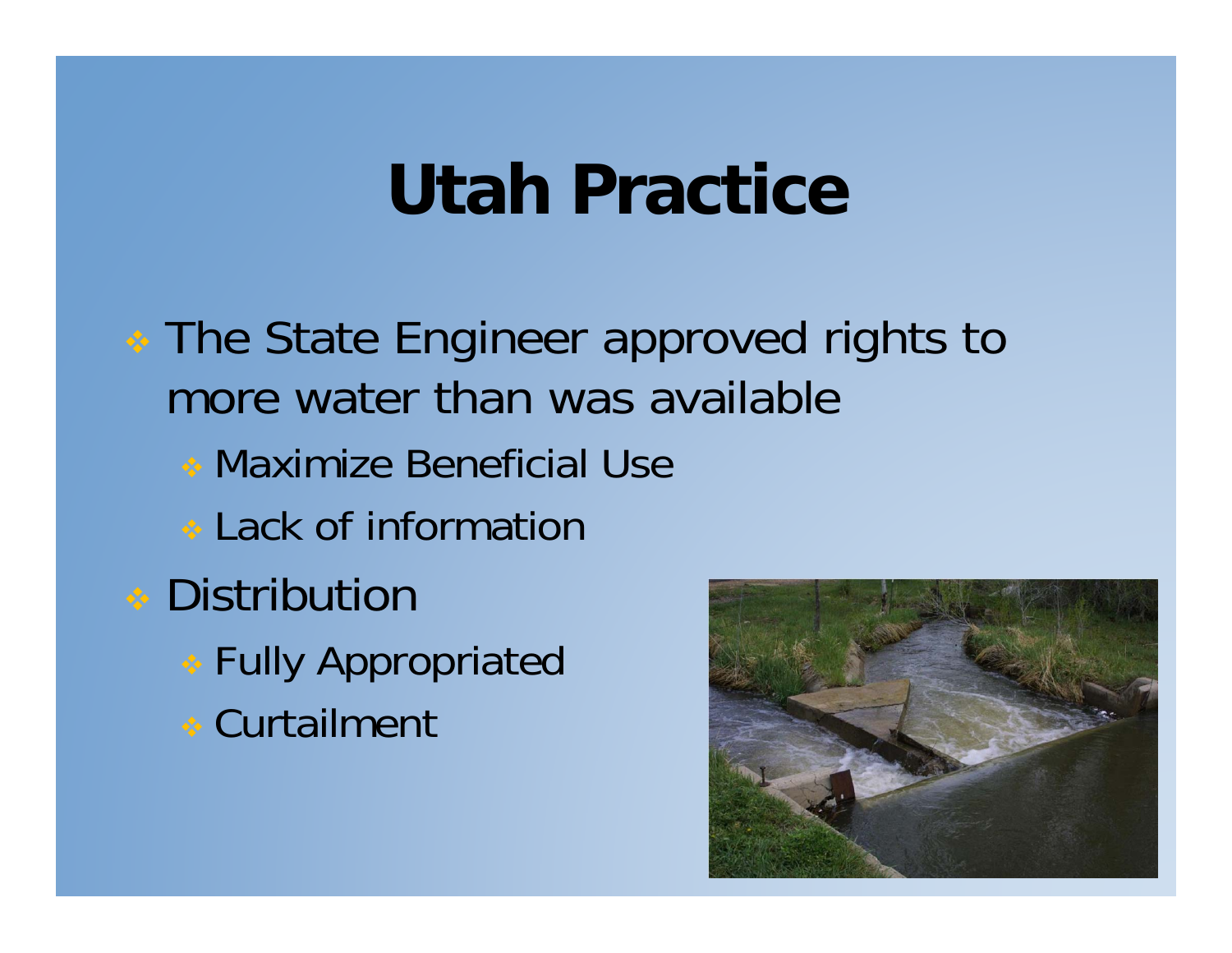# Utah Practice

- The State Engineer approved rights to more water than was available
  - Maximize Beneficial Use
  - Lack of information
- Distribution
  - Fully Appropriated
  - Curtailment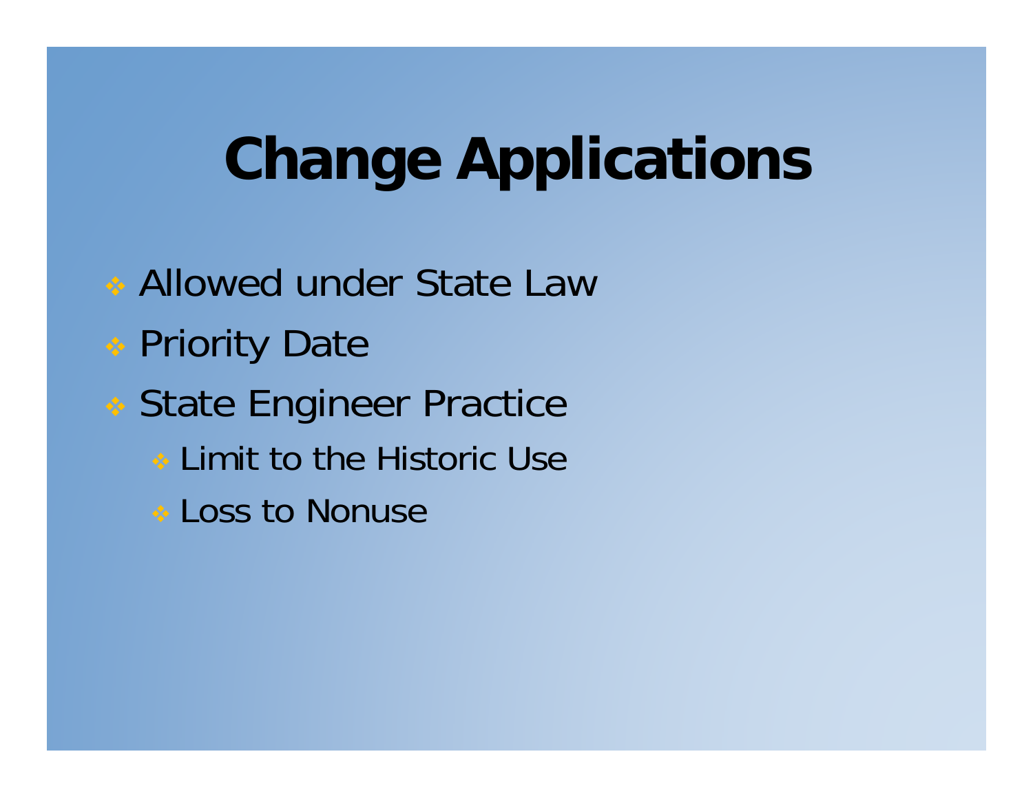# Change Applications

- Allowed under State Law
- Priority Date
- State Engineer Practice
  - Limit to the Historic Use
  - Loss to Nonuse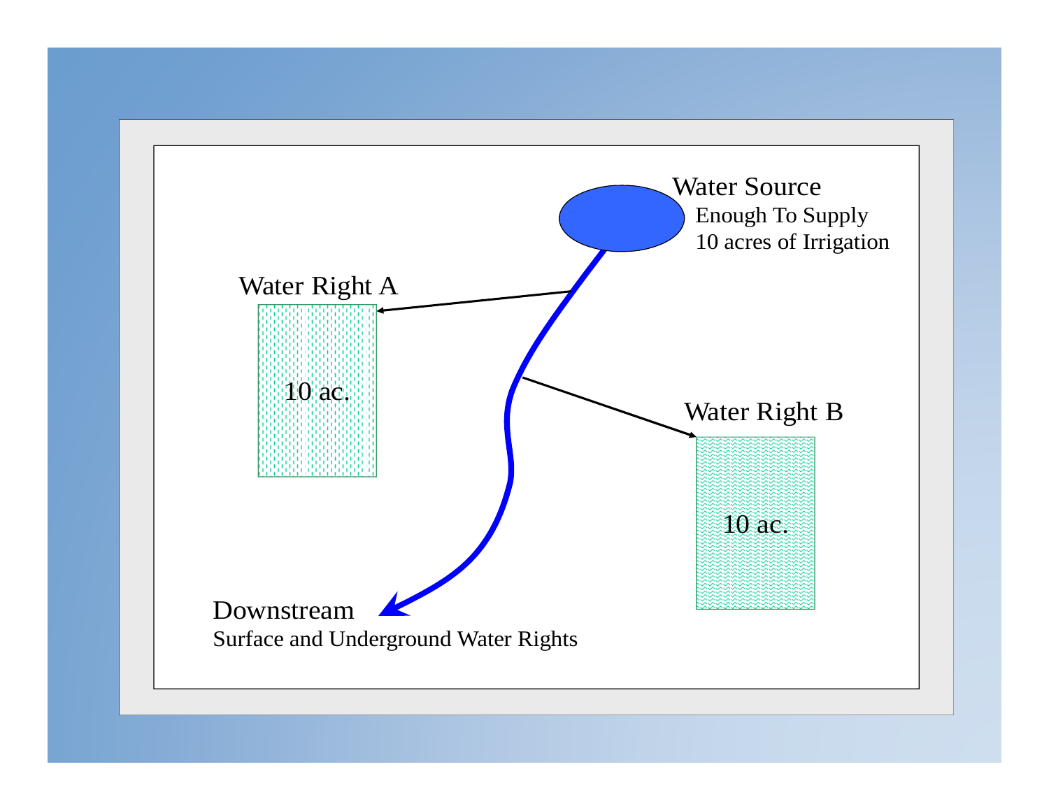Water Source

Enough To Supply
10 acres of Irrigation

Water Right A

10 ac.

Water Right B

10 ac.

Downstream

Surface and Underground Water Rights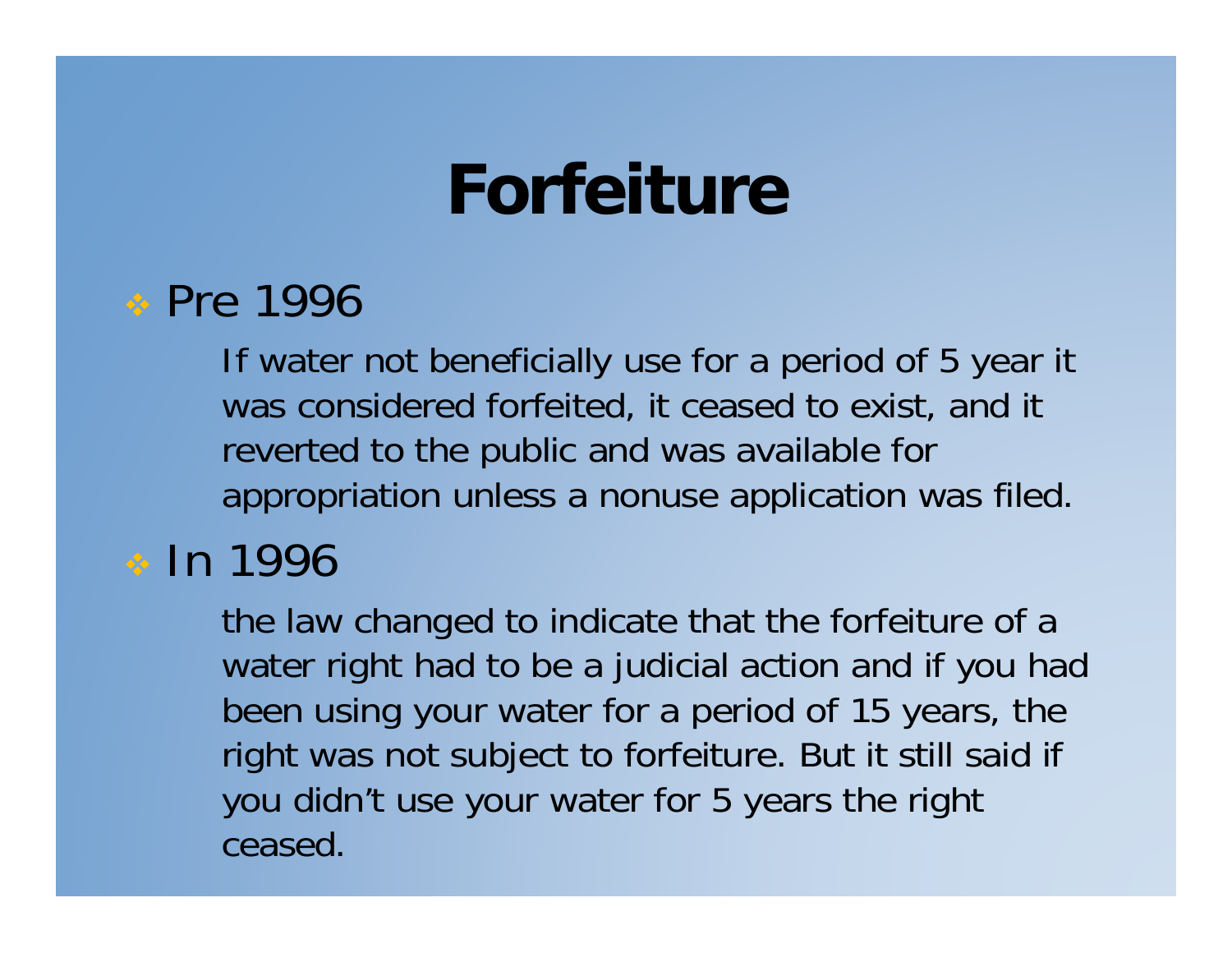# Forfeiture

- Pre 1996

  If water not beneficially use for a period of 5 year it was considered forfeited, it ceased to exist, and it reverted to the public and was available for appropriation unless a nonuse application was filed.

- In 1996

  the law changed to indicate that the forfeiture of a water right had to be a judicial action and if you had been using your water for a period of 15 years, the right was not subject to forfeiture. But it still said if you didn't use your water for 5 years the right ceased.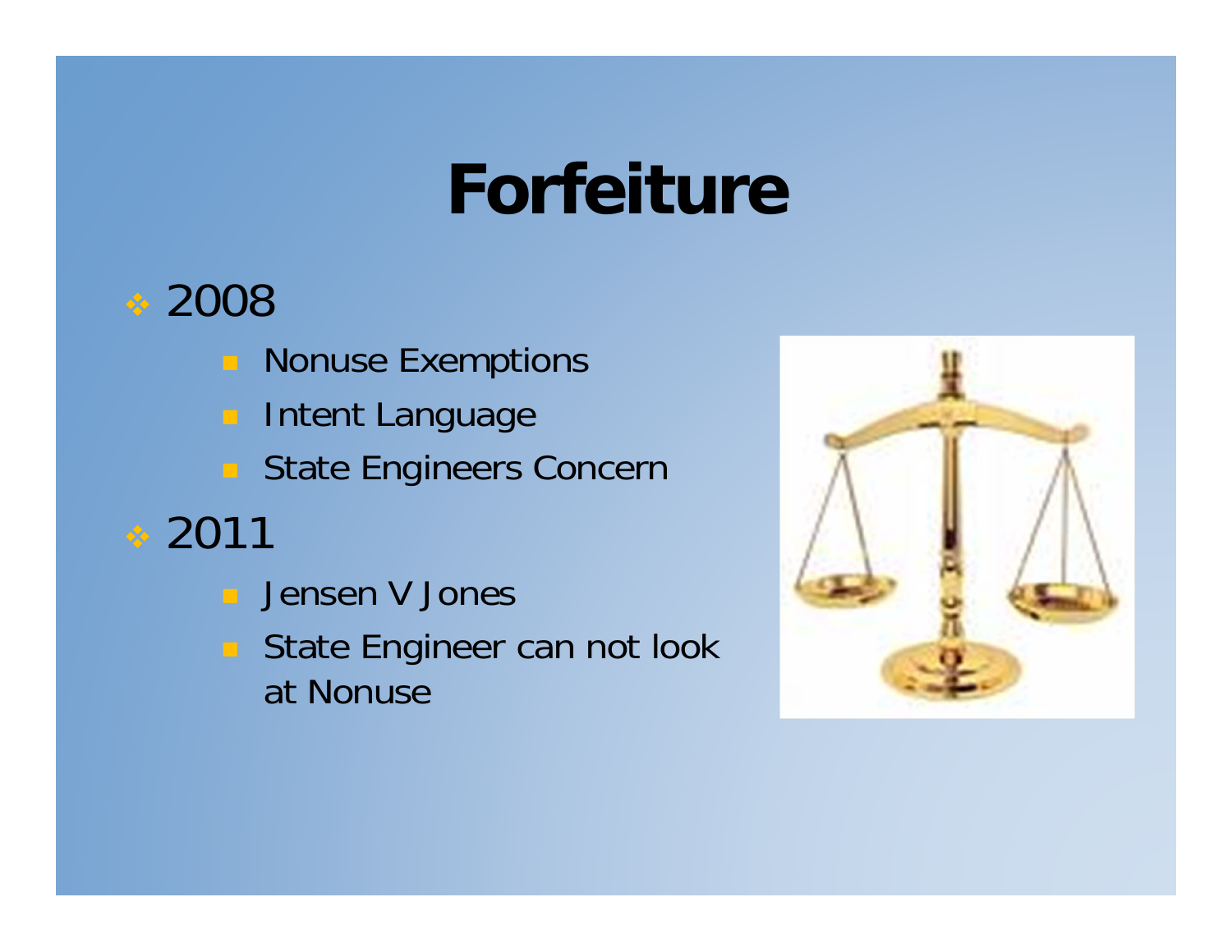# Forfeiture

- 2008
  - Nonuse Exemptions
  - Intent Language
  - State Engineers Concern
- 2011
  - Jensen V Jones
  - State Engineer can not look at Nonuse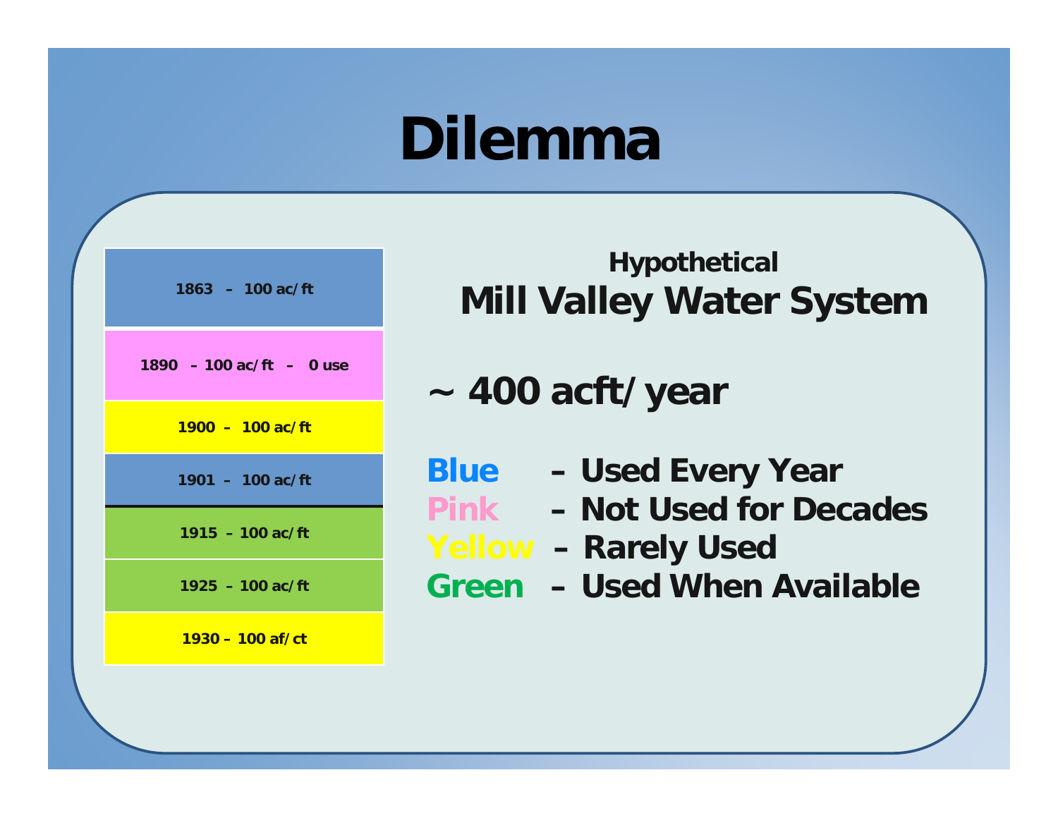# Dilemma

| |
|---|
| 1863 – 100 ac/ft |
| 1890 – 100 ac/ft – 0 use |
| 1900 – 100 ac/ft |
| 1901 – 100 ac/ft |
| 1915 – 100 ac/ft |
| 1925 – 100 ac/ft |
| 1930 – 100 af/ct |

**Hypothetical**

## Mill Valley Water System

### ~ 400 acft/year

**Blue** – Used Every Year
**Pink** – Not Used for Decades
**Yellow** – Rarely Used
**Green** – Used When Available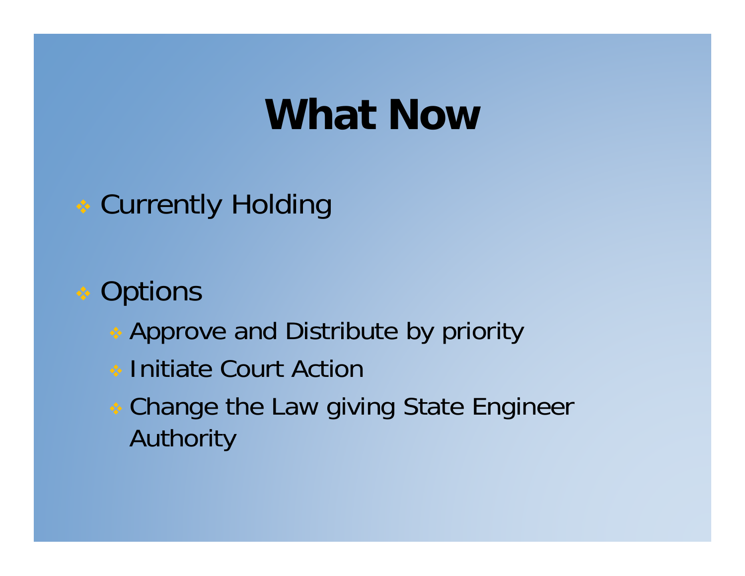# What Now

- Currently Holding
- Options
  - Approve and Distribute by priority
  - Initiate Court Action
  - Change the Law giving State Engineer Authority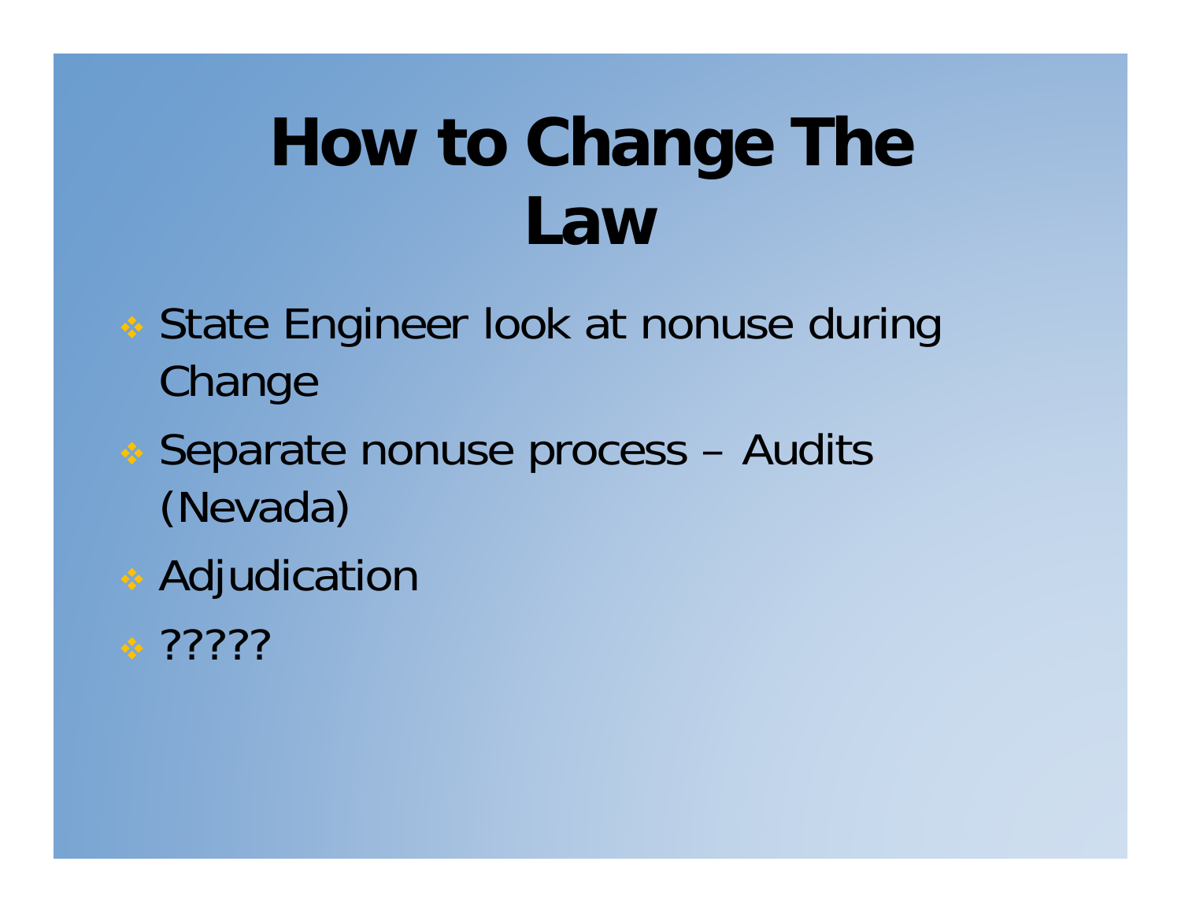# How to Change The Law

- State Engineer look at nonuse during Change
- Separate nonuse process – Audits (Nevada)
- Adjudication
- ?????